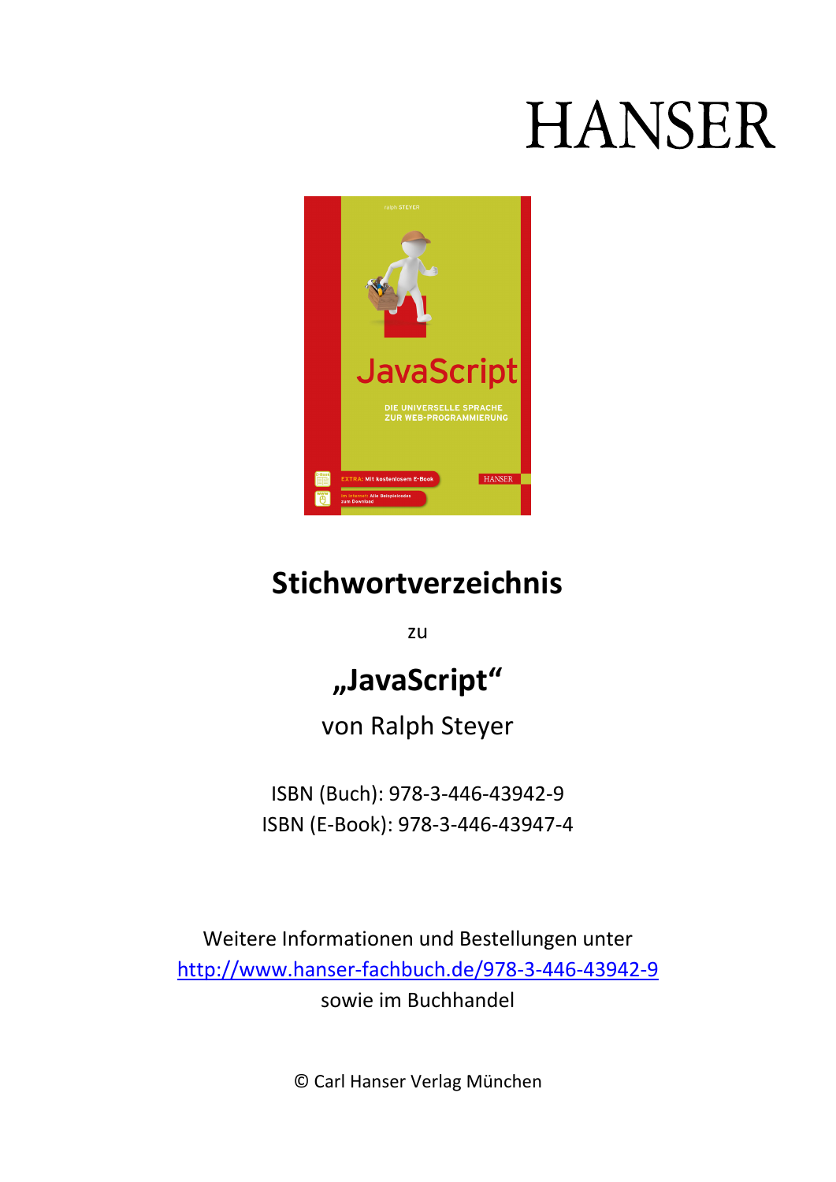HANSER

# Stichwortverzeichnis

zu

## „JavaScript“

von Ralph Steyer

ISBN (Buch): 978-3-446-43942-9
ISBN (E-Book): 978-3-446-43947-4

Weitere Informationen und Bestellungen unter
http://www.hanser-fachbuch.de/978-3-446-43942-9
sowie im Buchhandel

© Carl Hanser Verlag München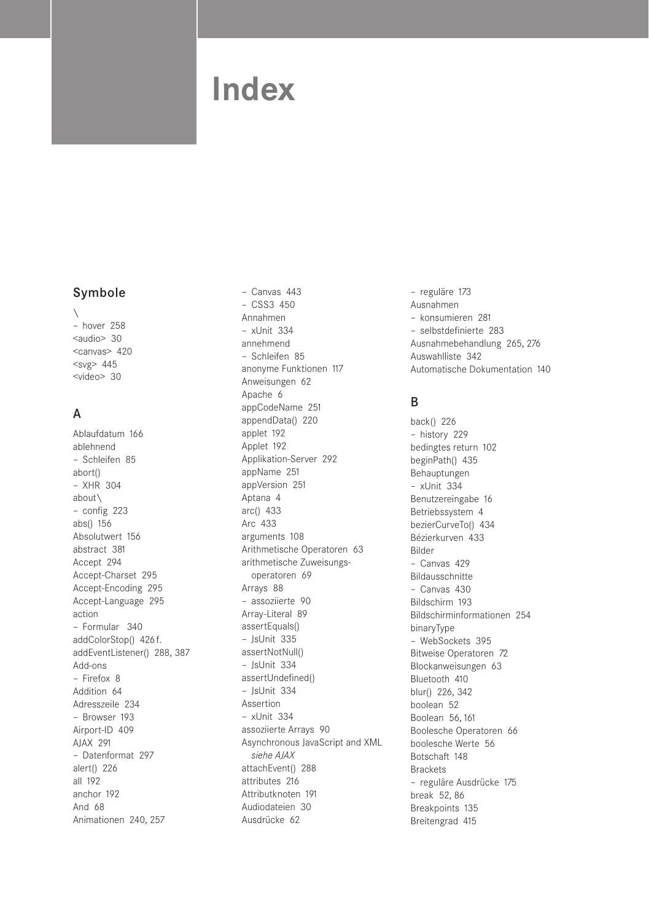# Index

## Symbole

\
– hover 258
<audio> 30
<canvas> 420
<svg> 445
<video> 30

## A

Ablaufdatum 166
ablehnend
– Schleifen 85
abort()
– XHR 304
about\
– config 223
abs() 156
Absolutwert 156
abstract 381
Accept 294
Accept-Charset 295
Accept-Encoding 295
Accept-Language 295
action
– Formular 340
addColorStop() 426 f.
addEventListener() 288, 387
Add-ons
– Firefox 8
Addition 64
Adresszeile 234
– Browser 193
Airport-ID 409
AJAX 291
– Datenformat 297
alert() 226
all 192
anchor 192
And 68
Animationen 240, 257
– Canvas 443
– CSS3 450
Annahmen
– xUnit 334
annehmend
– Schleifen 85
anonyme Funktionen 117
Anweisungen 62
Apache 6
appCodeName 251
appendData() 220
applet 192
Applet 192
Applikation-Server 292
appName 251
appVersion 251
Aptana 4
arc() 433
Arc 433
arguments 108
Arithmetische Operatoren 63
arithmetische Zuweisungs-
operatoren 69
Arrays 88
– assoziierte 90
Array-Literal 89
assertEquals()
– JsUnit 335
assertNotNull()
– JsUnit 334
assertUndefined()
– JsUnit 334
Assertion
– xUnit 334
assoziierte Arrays 90
Asynchronous JavaScript and XML
*siehe AJAX*
attachEvent() 288
attributes 216
Attributknoten 191
Audiodateien 30
Ausdrücke 62
– reguläre 173
Ausnahmen
– konsumieren 281
– selbstdefinierte 283
Ausnahmebehandlung 265, 276
Auswahlliste 342
Automatische Dokumentation 140

## B

back() 226
– history 229
bedingtes return 102
beginPath() 435
Behauptungen
– xUnit 334
Benutzereingabe 16
Betriebssystem 4
bezierCurveTo() 434
Bézierkurven 433
Bilder
– Canvas 429
Bildausschnitte
– Canvas 430
Bildschirm 193
Bildschirminformationen 254
binaryType
– WebSockets 395
Bitweise Operatoren 72
Blockanweisungen 63
Bluetooth 410
blur() 226, 342
boolean 52
Boolean 56, 161
Boolesche Operatoren 66
boolesche Werte 56
Botschaft 148
Brackets
– reguläre Ausdrücke 175
break 52, 86
Breakpoints 135
Breitengrad 415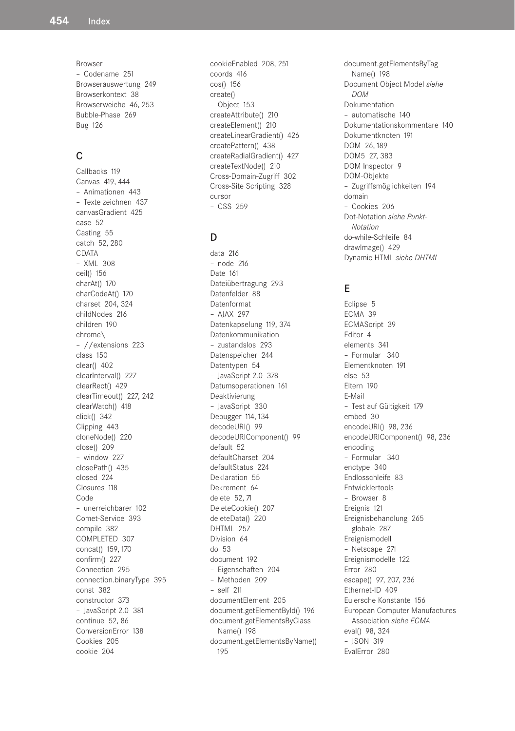Browser
– Codename 251
Browserauswertung 249
Browserkontext 38
Browserweiche 46, 253
Bubble-Phase 269
Bug 126

## C

Callbacks 119
Canvas 419, 444
– Animationen 443
– Texte zeichnen 437
canvasGradient 425
case 52
Casting 55
catch 52, 280
CDATA
– XML 308
ceil() 156
charAt() 170
charCodeAt() 170
charset 204, 324
childNodes 216
children 190
chrome\
– //extensions 223
class 150
clear() 402
clearInterval() 227
clearRect() 429
clearTimeout() 227, 242
clearWatch() 418
click() 342
Clipping 443
cloneNode() 220
close() 209
– window 227
closePath() 435
closed 224
Closures 118
Code
– unerreichbarer 102
Comet-Service 393
compile 382
COMPLETED 307
concat() 159, 170
confirm() 227
Connection 295
connection.binaryType 395
const 382
constructor 373
– JavaScript 2.0 381
continue 52, 86
ConversionError 138
Cookies 205
cookie 204
cookieEnabled 208, 251
coords 416
cos() 156
create()
– Object 153
createAttribute() 210
createElement() 210
createLinearGradient() 426
createPattern() 438
createRadialGradient() 427
createTextNode() 210
Cross-Domain-Zugriff 302
Cross-Site Scripting 328
cursor
– CSS 259

## D

data 216
– node 216
Date 161
Dateiübertragung 293
Datenfelder 88
Datenformat
– AJAX 297
Datenkapselung 119, 374
Datenkommunikation
– zustandslos 293
Datenspeicher 244
Datentypen 54
– JavaScript 2.0 378
Datumsoperationen 161
Deaktivierung
– JavaScript 330
Debugger 114, 134
decodeURI() 99
decodeURIComponent() 99
default 52
defaultCharset 204
defaultStatus 224
Deklaration 55
Dekrement 64
delete 52, 71
DeleteCookie() 207
deleteData() 220
DHTML 257
Division 64
do 53
document 192
– Eigenschaften 204
– Methoden 209
– self 211
documentElement 205
document.getElementById() 196
document.getElementsByClassName() 198
document.getElementsByName() 195
document.getElementsByTagName() 198
Document Object Model *siehe DOM*
Dokumentation
– automatische 140
Dokumentationskommentare 140
Dokumentknoten 191
DOM 26, 189
DOM5 27, 383
DOM Inspector 9
DOM-Objekte
– Zugriffsmöglichkeiten 194
domain
– Cookies 206
Dot-Notation *siehe Punkt-Notation*
do-while-Schleife 84
drawImage() 429
Dynamic HTML *siehe DHTML*

## E

Eclipse 5
ECMA 39
ECMAScript 39
Editor 4
elements 341
– Formular 340
Elementknoten 191
else 53
Eltern 190
E-Mail
– Test auf Gültigkeit 179
embed 30
encodeURI() 98, 236
encodeURIComponent() 98, 236
encoding
– Formular 340
enctype 340
Endlosschleife 83
Entwicklertools
– Browser 8
Ereignis 121
Ereignisbehandlung 265
– globale 287
Ereignismodell
– Netscape 271
Ereignismodelle 122
Error 280
escape() 97, 207, 236
Ethernet-ID 409
Eulersche Konstante 156
European Computer Manufactures Association *siehe ECMA*
eval() 98, 324
– JSON 319
EvalError 280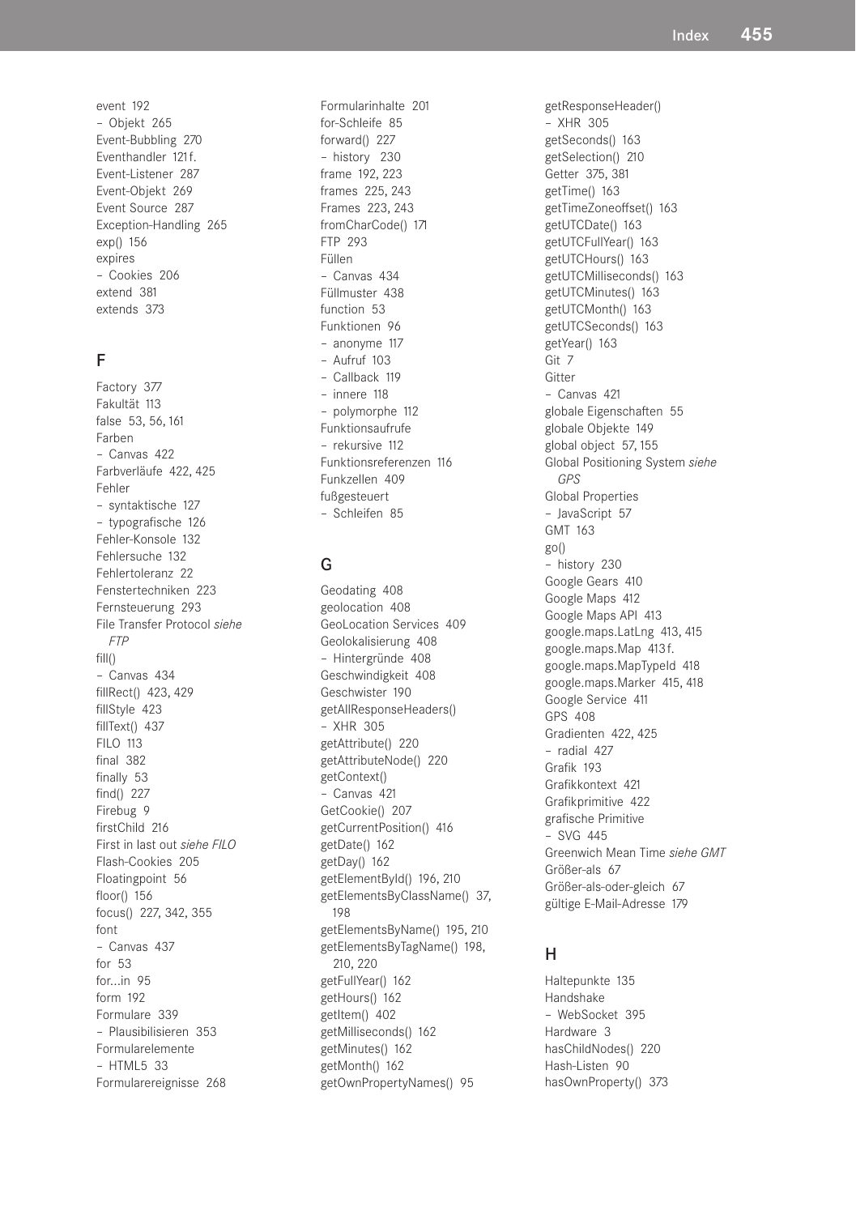event 192
– Objekt 265
Event-Bubbling 270
Eventhandler 121 f.
Event-Listener 287
Event-Objekt 269
Event Source 287
Exception-Handling 265
exp() 156
expires
– Cookies 206
extend 381
extends 373

## F

Factory 377
Fakultät 113
false 53, 56, 161
Farben
– Canvas 422
Farbverläufe 422, 425
Fehler
– syntaktische 127
– typografische 126
Fehler-Konsole 132
Fehlersuche 132
Fehlertoleranz 22
Fenstertechniken 223
Fernsteuerung 293
File Transfer Protocol *siehe* *FTP*
fill()
– Canvas 434
fillRect() 423, 429
fillStyle 423
fillText() 437
FILO 113
final 382
finally 53
find() 227
Firebug 9
firstChild 216
First in last out *siehe FILO*
Flash-Cookies 205
Floatingpoint 56
floor() 156
focus() 227, 342, 355
font
– Canvas 437
for 53
for...in 95
form 192
Formulare 339
– Plausibilisieren 353
Formularelemente
– HTML5 33
Formularereignisse 268
Formularinhalte 201
for-Schleife 85
forward() 227
– history 230
frame 192, 223
frames 225, 243
Frames 223, 243
fromCharCode() 171
FTP 293
Füllen
– Canvas 434
Füllmuster 438
function 53
Funktionen 96
– anonyme 117
– Aufruf 103
– Callback 119
– innere 118
– polymorphe 112
Funktionsaufrufe
– rekursive 112
Funktionsreferenzen 116
Funkzellen 409
fußgesteuert
– Schleifen 85

## G

Geodating 408
geolocation 408
GeoLocation Services 409
Geolokalisierung 408
– Hintergründe 408
Geschwindigkeit 408
Geschwister 190
getAllResponseHeaders()
– XHR 305
getAttribute() 220
getAttributeNode() 220
getContext()
– Canvas 421
GetCookie() 207
getCurrentPosition() 416
getDate() 162
getDay() 162
getElementById() 196, 210
getElementsByClassName() 37, 198
getElementsByName() 195, 210
getElementsByTagName() 198, 210, 220
getFullYear() 162
getHours() 162
getItem() 402
getMilliseconds() 162
getMinutes() 162
getMonth() 162
getOwnPropertyNames() 95
getResponseHeader()
– XHR 305
getSeconds() 163
getSelection() 210
Getter 375, 381
getTime() 163
getTimeZoneoffset() 163
getUTCDate() 163
getUTCFullYear() 163
getUTCHours() 163
getUTCMilliseconds() 163
getUTCMinutes() 163
getUTCMonth() 163
getUTCSeconds() 163
getYear() 163
Git 7
Gitter
– Canvas 421
globale Eigenschaften 55
globale Objekte 149
global object 57, 155
Global Positioning System *siehe* *GPS*
Global Properties
– JavaScript 57
GMT 163
go()
– history 230
Google Gears 410
Google Maps 412
Google Maps API 413
google.maps.LatLng 413, 415
google.maps.Map 413 f.
google.maps.MapTypeId 418
google.maps.Marker 415, 418
Google Service 411
GPS 408
Gradienten 422, 425
– radial 427
Grafik 193
Grafikkontext 421
Grafikprimitive 422
grafische Primitive
– SVG 445
Greenwich Mean Time *siehe GMT*
Größer-als 67
Größer-als-oder-gleich 67
gültige E-Mail-Adresse 179

## H

Haltepunkte 135
Handshake
– WebSocket 395
Hardware 3
hasChildNodes() 220
Hash-Listen 90
hasOwnProperty() 373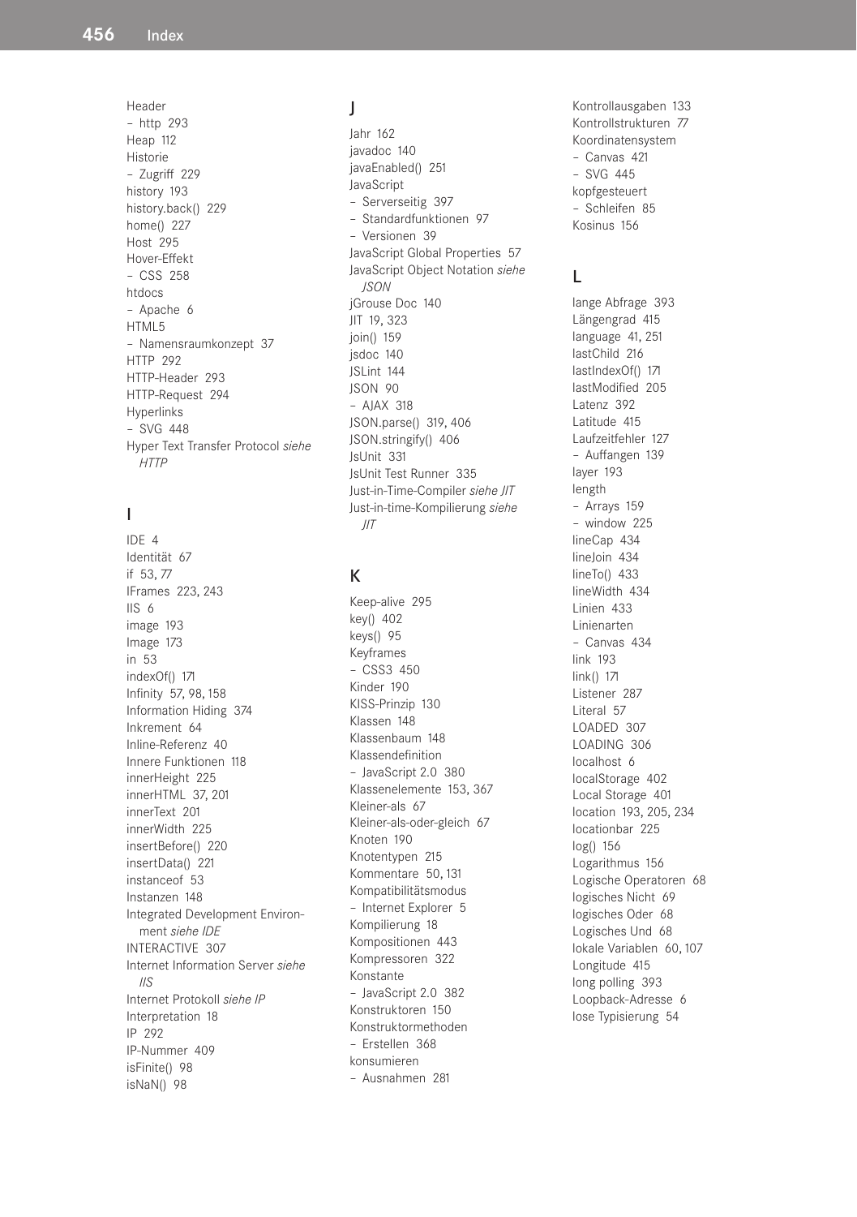Header
– http 293
Heap 112
Historie
– Zugriff 229
history 193
history.back() 229
home() 227
Host 295
Hover-Effekt
– CSS 258
htdocs
– Apache 6
HTML5
– Namensraumkonzept 37
HTTP 292
HTTP-Header 293
HTTP-Request 294
Hyperlinks
– SVG 448
Hyper Text Transfer Protocol *siehe* *HTTP*

## I

IDE 4
Identität 67
if 53, 77
IFrames 223, 243
IIS 6
image 193
Image 173
in 53
indexOf() 171
Infinity 57, 98, 158
Information Hiding 374
Inkrement 64
Inline-Referenz 40
Innere Funktionen 118
innerHeight 225
innerHTML 37, 201
innerText 201
innerWidth 225
insertBefore() 220
insertData() 221
instanceof 53
Instanzen 148
Integrated Development Environment *siehe IDE*
INTERACTIVE 307
Internet Information Server *siehe* *IIS*
Internet Protokoll *siehe IP*
Interpretation 18
IP 292
IP-Nummer 409
isFinite() 98
isNaN() 98

## J

Jahr 162
javadoc 140
javaEnabled() 251
JavaScript
– Serverseitig 397
– Standardfunktionen 97
– Versionen 39
JavaScript Global Properties 57
JavaScript Object Notation *siehe* *JSON*
jGrouse Doc 140
JIT 19, 323
join() 159
jsdoc 140
JSLint 144
JSON 90
– AJAX 318
JSON.parse() 319, 406
JSON.stringify() 406
JsUnit 331
JsUnit Test Runner 335
Just-in-Time-Compiler *siehe JIT*
Just-in-time-Kompilierung *siehe* *JIT*

## K

Keep-alive 295
key() 402
keys() 95
Keyframes
– CSS3 450
Kinder 190
KISS-Prinzip 130
Klassen 148
Klassenbaum 148
Klassendefinition
– JavaScript 2.0 380
Klassenelemente 153, 367
Kleiner-als 67
Kleiner-als-oder-gleich 67
Knoten 190
Knotentypen 215
Kommentare 50, 131
Kompatibilitätsmodus
– Internet Explorer 5
Kompilierung 18
Kompositionen 443
Kompressoren 322
Konstante
– JavaScript 2.0 382
Konstruktoren 150
Konstruktormethoden
– Erstellen 368
konsumieren
– Ausnahmen 281
Kontrollausgaben 133
Kontrollstrukturen 77
Koordinatensystem
– Canvas 421
– SVG 445
kopfgesteuert
– Schleifen 85
Kosinus 156

## L

lange Abfrage 393
Längengrad 415
language 41, 251
lastChild 216
lastIndexOf() 171
lastModified 205
Latenz 392
Latitude 415
Laufzeitfehler 127
– Auffangen 139
layer 193
length
– Arrays 159
– window 225
lineCap 434
lineJoin 434
lineTo() 433
lineWidth 434
Linien 433
Linienarten
– Canvas 434
link 193
link() 171
Listener 287
Literal 57
LOADED 307
LOADING 306
localhost 6
localStorage 402
Local Storage 401
location 193, 205, 234
locationbar 225
log() 156
Logarithmus 156
Logische Operatoren 68
logisches Nicht 69
logisches Oder 68
Logisches Und 68
lokale Variablen 60, 107
Longitude 415
long polling 393
Loopback-Adresse 6
lose Typisierung 54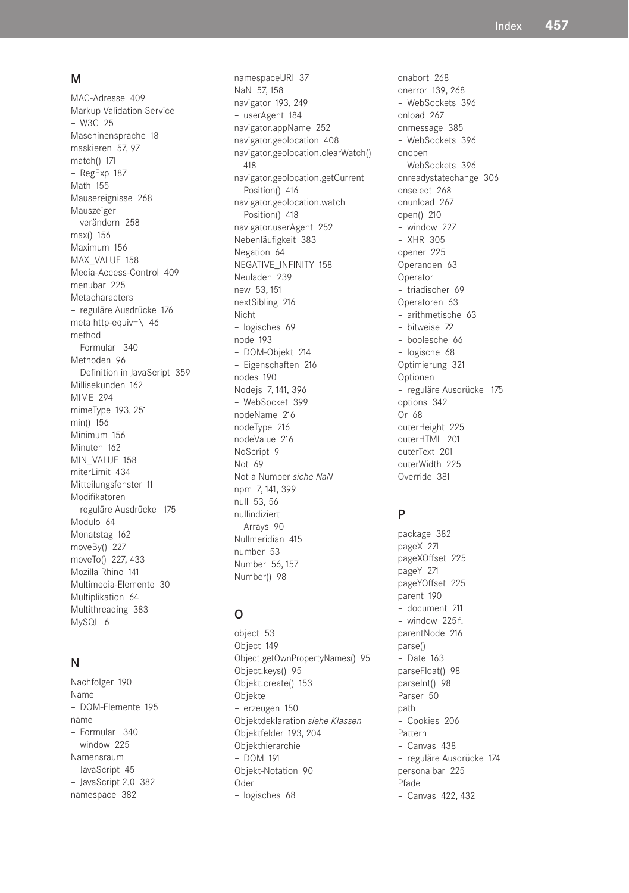## M

MAC-Adresse 409
Markup Validation Service
– W3C 25
Maschinensprache 18
maskieren 57, 97
match() 171
– RegExp 187
Math 155
Mausereignisse 268
Mauszeiger
– verändern 258
max() 156
Maximum 156
MAX_VALUE 158
Media-Access-Control 409
menubar 225
Metacharacters
– reguläre Ausdrücke 176
meta http-equiv=\ 46
method
– Formular 340
Methoden 96
– Definition in JavaScript 359
Millisekunden 162
MIME 294
mimeType 193, 251
min() 156
Minimum 156
Minuten 162
MIN_VALUE 158
miterLimit 434
Mitteilungsfenster 11
Modifikatoren
– reguläre Ausdrücke 175
Modulo 64
Monatstag 162
moveBy() 227
moveTo() 227, 433
Mozilla Rhino 141
Multimedia-Elemente 30
Multiplikation 64
Multithreading 383
MySQL 6

## N

Nachfolger 190
Name
– DOM-Elemente 195
name
– Formular 340
– window 225
Namensraum
– JavaScript 45
– JavaScript 2.0 382
namespace 382
namespaceURI 37
NaN 57, 158
navigator 193, 249
– userAgent 184
navigator.appName 252
navigator.geolocation 408
navigator.geolocation.clearWatch() 418
navigator.geolocation.getCurrentPosition() 416
navigator.geolocation.watchPosition() 418
navigator.userAgent 252
Nebenläufigkeit 383
Negation 64
NEGATIVE_INFINITY 158
Neuladen 239
new 53, 151
nextSibling 216
Nicht
– logisches 69
node 193
– DOM-Objekt 214
– Eigenschaften 216
nodes 190
Nodejs 7, 141, 396
– WebSocket 399
nodeName 216
nodeType 216
nodeValue 216
NoScript 9
Not 69
Not a Number *siehe NaN*
npm 7, 141, 399
null 53, 56
nullindiziert
– Arrays 90
Nullmeridian 415
number 53
Number 56, 157
Number() 98

## O

object 53
Object 149
Object.getOwnPropertyNames() 95
Object.keys() 95
Objekt.create() 153
Objekte
– erzeugen 150
Objektdeklaration *siehe Klassen*
Objektfelder 193, 204
Objekthierarchie
– DOM 191
Objekt-Notation 90
Oder
– logisches 68
onabort 268
onerror 139, 268
– WebSockets 396
onload 267
onmessage 385
– WebSockets 396
onopen
– WebSockets 396
onreadystatechange 306
onselect 268
onunload 267
open() 210
– window 227
– XHR 305
opener 225
Operanden 63
Operator
– triadischer 69
Operatoren 63
– arithmetische 63
– bitweise 72
– boolesche 66
– logische 68
Optimierung 321
Optionen
– reguläre Ausdrücke 175
options 342
Or 68
outerHeight 225
outerHTML 201
outerText 201
outerWidth 225
Override 381

## P

package 382
pageX 271
pageXOffset 225
pageY 271
pageYOffset 225
parent 190
– document 211
– window 225 f.
parentNode 216
parse()
– Date 163
parseFloat() 98
parseInt() 98
Parser 50
path
– Cookies 206
Pattern
– Canvas 438
– reguläre Ausdrücke 174
personalbar 225
Pfade
– Canvas 422, 432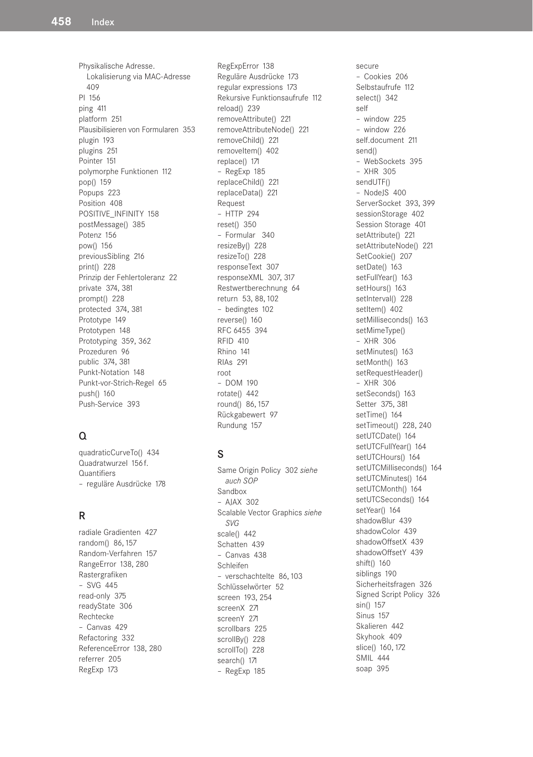Physikalische Adresse.
  Lokalisierung via MAC-Adresse 409
PI 156
ping 411
platform 251
Plausibilisieren von Formularen 353
plugin 193
plugins 251
Pointer 151
polymorphe Funktionen 112
pop() 159
Popups 223
Position 408
POSITIVE_INFINITY 158
postMessage() 385
Potenz 156
pow() 156
previousSibling 216
print() 228
Prinzip der Fehlertoleranz 22
private 374, 381
prompt() 228
protected 374, 381
Prototype 149
Prototypen 148
Prototyping 359, 362
Prozeduren 96
public 374, 381
Punkt-Notation 148
Punkt-vor-Strich-Regel 65
push() 160
Push-Service 393

## Q

quadraticCurveTo() 434
Quadratwurzel 156 f.
Quantifiers
– reguläre Ausdrücke 178

## R

radiale Gradienten 427
random() 86, 157
Random-Verfahren 157
RangeError 138, 280
Rastergrafiken
– SVG 445
read-only 375
readyState 306
Rechtecke
– Canvas 429
Refactoring 332
ReferenceError 138, 280
referrer 205
RegExp 173
RegExpError 138
Reguläre Ausdrücke 173
regular expressions 173
Rekursive Funktionsaufrufe 112
reload() 239
removeAttribute() 221
removeAttributeNode() 221
removeChild() 221
removeItem() 402
replace() 171
– RegExp 185
replaceChild() 221
replaceData() 221
Request
– HTTP 294
reset() 350
– Formular 340
resizeBy() 228
resizeTo() 228
responseText 307
responseXML 307, 317
Restwertberechnung 64
return 53, 88, 102
– bedingtes 102
reverse() 160
RFC 6455 394
RFID 410
Rhino 141
RIAs 291
root
– DOM 190
rotate() 442
round() 86, 157
Rückgabewert 97
Rundung 157

## S

Same Origin Policy 302 *siehe auch SOP*
Sandbox
– AJAX 302
Scalable Vector Graphics *siehe SVG*
scale() 442
Schatten 439
– Canvas 438
Schleifen
– verschachtelte 86, 103
Schlüsselwörter 52
screen 193, 254
screenX 271
screenY 271
scrollbars 225
scrollBy() 228
scrollTo() 228
search() 171
– RegExp 185
secure
– Cookies 206
Selbstaufrufe 112
select() 342
self
– window 225
– window 226
self.document 211
send()
– WebSockets 395
– XHR 305
sendUTF()
– NodeJS 400
ServerSocket 393, 399
sessionStorage 402
Session Storage 401
setAttribute() 221
setAttributeNode() 221
SetCookie() 207
setDate() 163
setFullYear() 163
setHours() 163
setInterval() 228
setItem() 402
setMilliseconds() 163
setMimeType()
– XHR 306
setMinutes() 163
setMonth() 163
setRequestHeader()
– XHR 306
setSeconds() 163
Setter 375, 381
setTime() 164
setTimeout() 228, 240
setUTCDate() 164
setUTCFullYear() 164
setUTCHours() 164
setUTCMilliseconds() 164
setUTCMinutes() 164
setUTCMonth() 164
setUTCSeconds() 164
setYear() 164
shadowBlur 439
shadowColor 439
shadowOffsetX 439
shadowOffsetY 439
shift() 160
siblings 190
Sicherheitsfragen 326
Signed Script Policy 326
sin() 157
Sinus 157
Skalieren 442
Skyhook 409
slice() 160, 172
SMIL 444
soap 395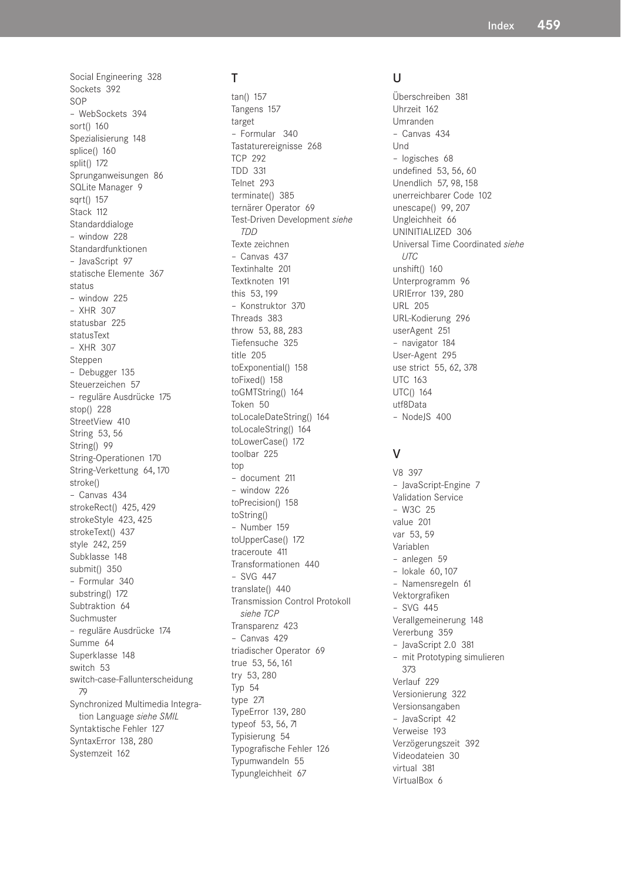Social Engineering 328
Sockets 392
SOP
– WebSockets 394
sort() 160
Spezialisierung 148
splice() 160
split() 172
Sprunganweisungen 86
SQLite Manager 9
sqrt() 157
Stack 112
Standarddialoge
– window 228
Standardfunktionen
– JavaScript 97
statische Elemente 367
status
– window 225
– XHR 307
statusbar 225
statusText
– XHR 307
Steppen
– Debugger 135
Steuerzeichen 57
– reguläre Ausdrücke 175
stop() 228
StreetView 410
String 53, 56
String() 99
String-Operationen 170
String-Verkettung 64, 170
stroke()
– Canvas 434
strokeRect() 425, 429
strokeStyle 423, 425
strokeText() 437
style 242, 259
Subklasse 148
submit() 350
– Formular 340
substring() 172
Subtraktion 64
Suchmuster
– reguläre Ausdrücke 174
Summe 64
Superklasse 148
switch 53
switch-case-Fallunterscheidung 79
Synchronized Multimedia Integration Language *siehe SMIL*
Syntaktische Fehler 127
SyntaxError 138, 280
Systemzeit 162

## T

tan() 157
Tangens 157
target
– Formular 340
Tastaturereignisse 268
TCP 292
TDD 331
Telnet 293
terminate() 385
ternärer Operator 69
Test-Driven Development *siehe TDD*
Texte zeichnen
– Canvas 437
Textinhalte 201
Textknoten 191
this 53, 199
– Konstruktor 370
Threads 383
throw 53, 88, 283
Tiefensuche 325
title 205
toExponential() 158
toFixed() 158
toGMTString() 164
Token 50
toLocaleDateString() 164
toLocaleString() 164
toLowerCase() 172
toolbar 225
top
– document 211
– window 226
toPrecision() 158
toString()
– Number 159
toUpperCase() 172
traceroute 411
Transformationen 440
– SVG 447
translate() 440
Transmission Control Protokoll *siehe TCP*
Transparenz 423
– Canvas 429
triadischer Operator 69
true 53, 56, 161
try 53, 280
Typ 54
type 271
TypeError 139, 280
typeof 53, 56, 71
Typisierung 54
Typografische Fehler 126
Typumwandeln 55
Typungleichheit 67

## U

Überschreiben 381
Uhrzeit 162
Umranden
– Canvas 434
Und
– logisches 68
undefined 53, 56, 60
Unendlich 57, 98, 158
unerreichbarer Code 102
unescape() 99, 207
Ungleichheit 66
UNINITIALIZED 306
Universal Time Coordinated *siehe UTC*
unshift() 160
Unterprogramm 96
URIError 139, 280
URL 205
URL-Kodierung 296
userAgent 251
– navigator 184
User-Agent 295
use strict 55, 62, 378
UTC 163
UTC() 164
utf8Data
– NodeJS 400

## V

V8 397
– JavaScript-Engine 7
Validation Service
– W3C 25
value 201
var 53, 59
Variablen
– anlegen 59
– lokale 60, 107
– Namensregeln 61
Vektorgrafiken
– SVG 445
Verallgemeinerung 148
Vererbung 359
– JavaScript 2.0 381
– mit Prototyping simulieren 373
Verlauf 229
Versionierung 322
Versionsangaben
– JavaScript 42
Verweise 193
Verzögerungszeit 392
Videodateien 30
virtual 381
VirtualBox 6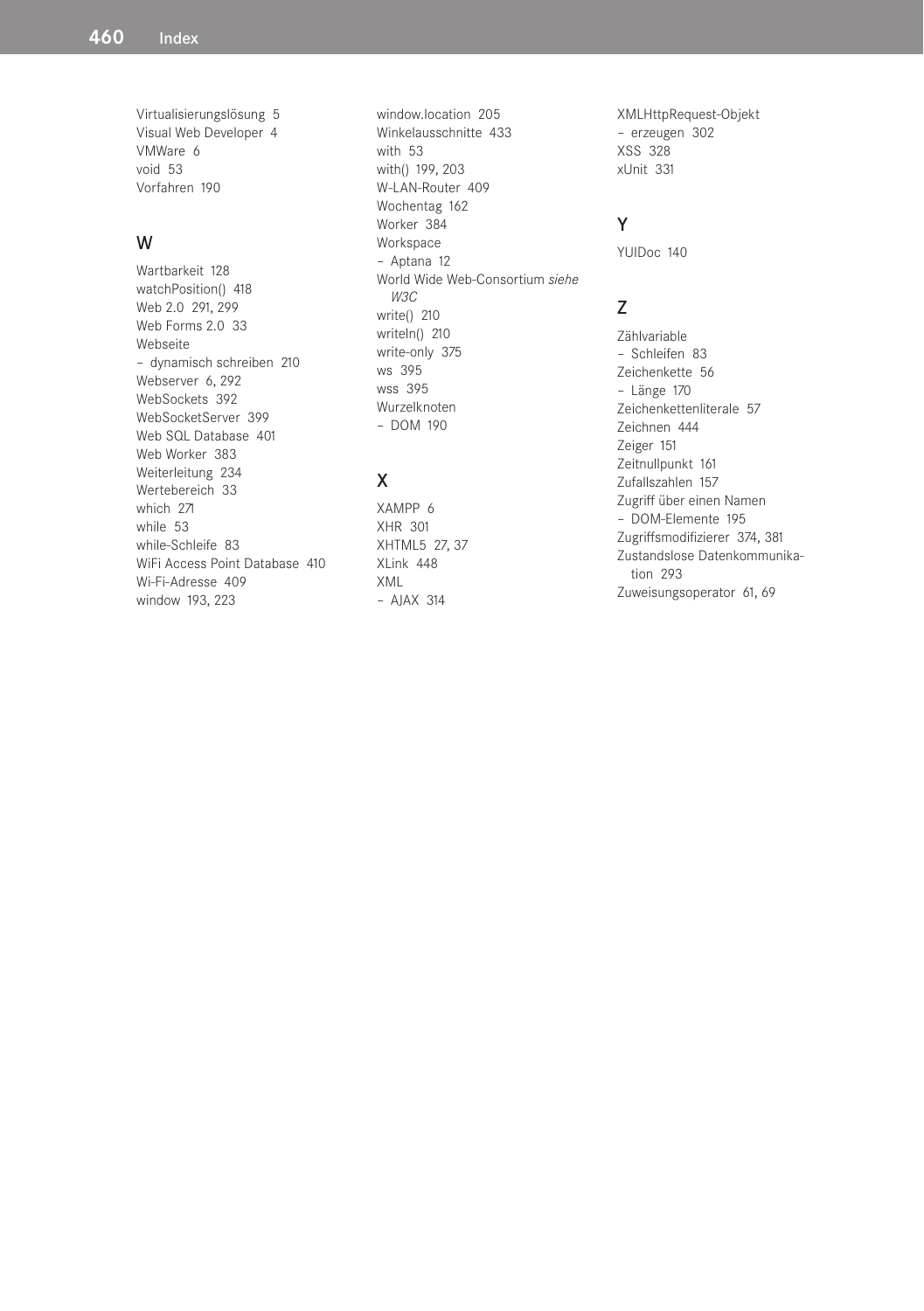Virtualisierungslösung 5
Visual Web Developer 4
VMWare 6
void 53
Vorfahren 190

## W

Wartbarkeit 128
watchPosition() 418
Web 2.0 291, 299
Web Forms 2.0 33
Webseite
– dynamisch schreiben 210
Webserver 6, 292
WebSockets 392
WebSocketServer 399
Web SQL Database 401
Web Worker 383
Weiterleitung 234
Wertebereich 33
which 271
while 53
while-Schleife 83
WiFi Access Point Database 410
Wi-Fi-Adresse 409
window 193, 223
window.location 205
Winkelausschnitte 433
with 53
with() 199, 203
W-LAN-Router 409
Wochentag 162
Worker 384
Workspace
– Aptana 12
World Wide Web-Consortium *siehe W3C*
write() 210
writeln() 210
write-only 375
ws 395
wss 395
Wurzelknoten
– DOM 190

## X

XAMPP 6
XHR 301
XHTML5 27, 37
XLink 448
XML
– AJAX 314
XMLHttpRequest-Objekt
– erzeugen 302
XSS 328
xUnit 331

## Y

YUIDoc 140

## Z

Zählvariable
– Schleifen 83
Zeichenkette 56
– Länge 170
Zeichenkettenliterale 57
Zeichnen 444
Zeiger 151
Zeitnullpunkt 161
Zufallszahlen 157
Zugriff über einen Namen
– DOM-Elemente 195
Zugriffsmodifizierer 374, 381
Zustandslose Datenkommunikation 293
Zuweisungsoperator 61, 69